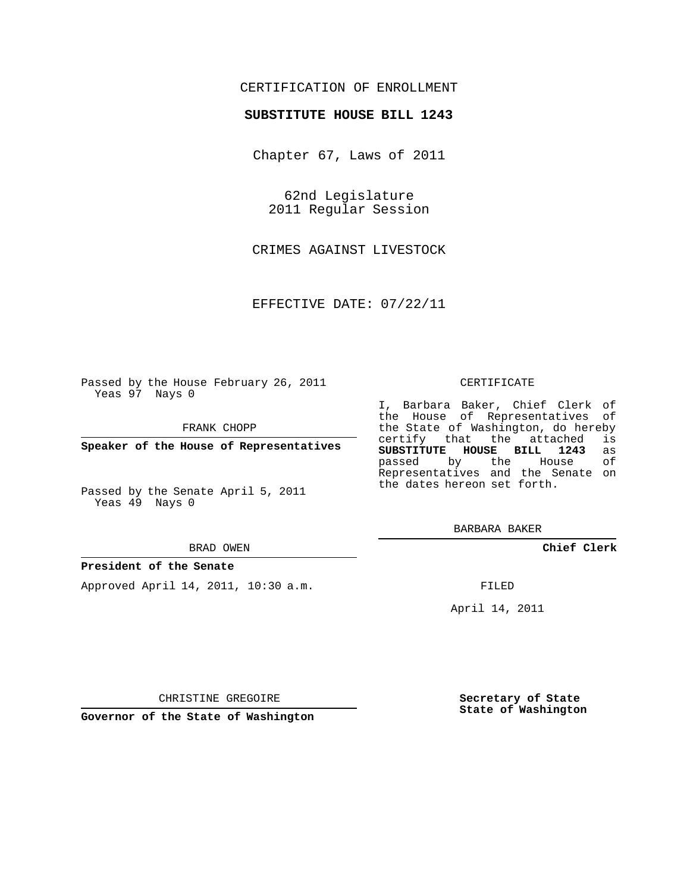CERTIFICATION OF ENROLLMENT

**SUBSTITUTE HOUSE BILL 1243**

Chapter 67, Laws of 2011

62nd Legislature
2011 Regular Session

CRIMES AGAINST LIVESTOCK

EFFECTIVE DATE: 07/22/11

Passed by the House February 26, 2011
Yeas 97 Nays 0

FRANK CHOPP

**Speaker of the House of Representatives**

Passed by the Senate April 5, 2011
Yeas 49 Nays 0

BRAD OWEN

**President of the Senate**

Approved April 14, 2011, 10:30 a.m.

CHRISTINE GREGOIRE

**Governor of the State of Washington**

CERTIFICATE

I, Barbara Baker, Chief Clerk of the House of Representatives of the State of Washington, do hereby certify that the attached is **SUBSTITUTE HOUSE BILL 1243** as passed by the House of Representatives and the Senate on the dates hereon set forth.

BARBARA BAKER

**Chief Clerk**

FILED

April 14, 2011

**Secretary of State**
**State of Washington**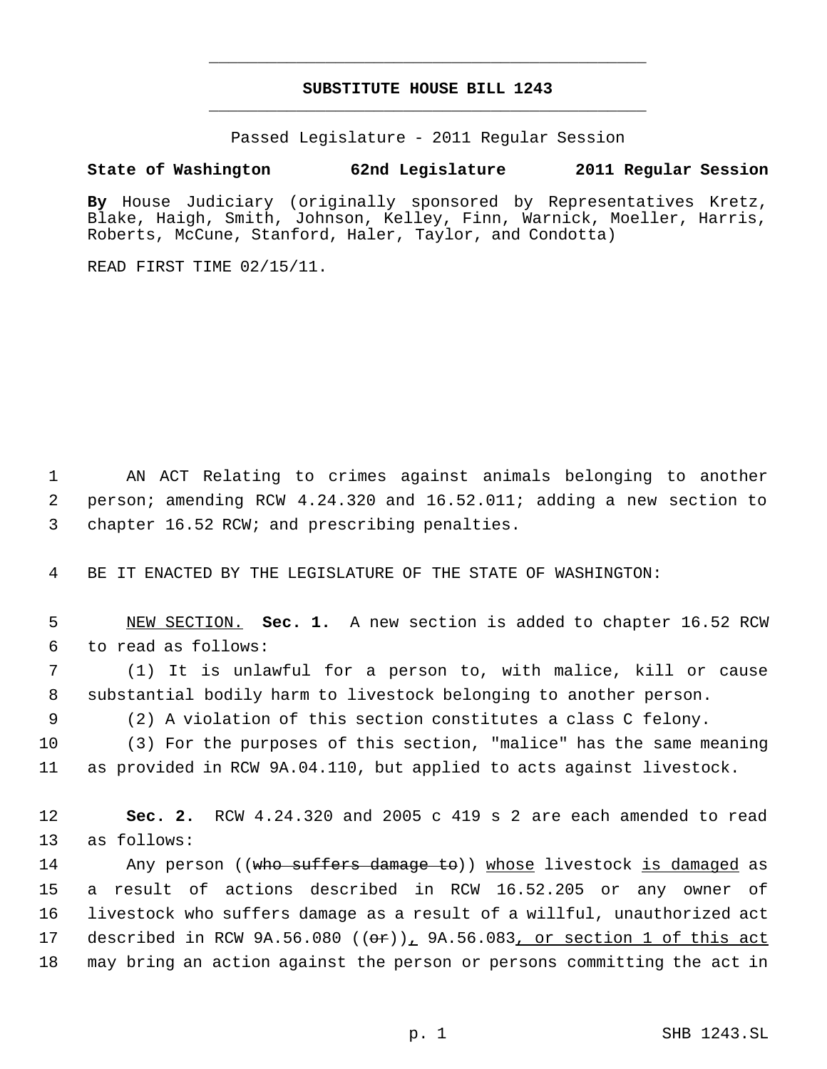# SUBSTITUTE HOUSE BILL 1243

Passed Legislature - 2011 Regular Session

**State of Washington 62nd Legislature 2011 Regular Session**

**By** House Judiciary (originally sponsored by Representatives Kretz, Blake, Haigh, Smith, Johnson, Kelley, Finn, Warnick, Moeller, Harris, Roberts, McCune, Stanford, Haler, Taylor, and Condotta)

READ FIRST TIME 02/15/11.

1 AN ACT Relating to crimes against animals belonging to another
2 person; amending RCW 4.24.320 and 16.52.011; adding a new section to
3 chapter 16.52 RCW; and prescribing penalties.

4 BE IT ENACTED BY THE LEGISLATURE OF THE STATE OF WASHINGTON:

5 NEW SECTION. **Sec. 1.** A new section is added to chapter 16.52 RCW
6 to read as follows:

7 (1) It is unlawful for a person to, with malice, kill or cause
8 substantial bodily harm to livestock belonging to another person.

9 (2) A violation of this section constitutes a class C felony.

10 (3) For the purposes of this section, "malice" has the same meaning
11 as provided in RCW 9A.04.110, but applied to acts against livestock.

12 **Sec. 2.** RCW 4.24.320 and 2005 c 419 s 2 are each amended to read
13 as follows:

14 Any person ((~~who suffers damage to~~)) whose livestock is damaged as
15 a result of actions described in RCW 16.52.205 or any owner of
16 livestock who suffers damage as a result of a willful, unauthorized act
17 described in RCW 9A.56.080 ((~~or~~)), 9A.56.083, or section 1 of this act
18 may bring an action against the person or persons committing the act in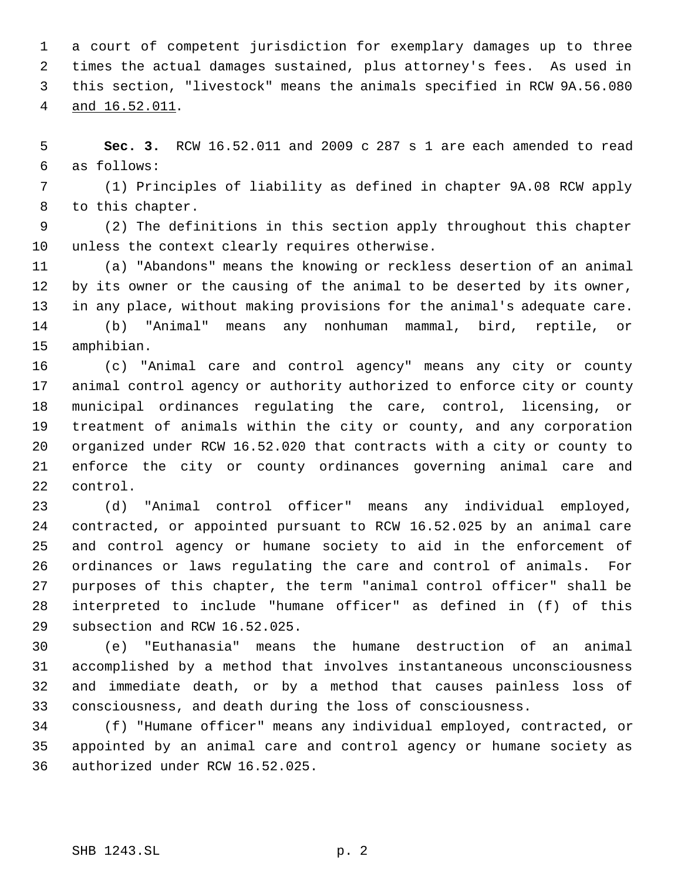a court of competent jurisdiction for exemplary damages up to three times the actual damages sustained, plus attorney's fees. As used in this section, "livestock" means the animals specified in RCW 9A.56.080 and 16.52.011.

**Sec. 3.** RCW 16.52.011 and 2009 c 287 s 1 are each amended to read as follows:

(1) Principles of liability as defined in chapter 9A.08 RCW apply to this chapter.

(2) The definitions in this section apply throughout this chapter unless the context clearly requires otherwise.

(a) "Abandons" means the knowing or reckless desertion of an animal by its owner or the causing of the animal to be deserted by its owner, in any place, without making provisions for the animal's adequate care.

(b) "Animal" means any nonhuman mammal, bird, reptile, or amphibian.

(c) "Animal care and control agency" means any city or county animal control agency or authority authorized to enforce city or county municipal ordinances regulating the care, control, licensing, or treatment of animals within the city or county, and any corporation organized under RCW 16.52.020 that contracts with a city or county to enforce the city or county ordinances governing animal care and control.

(d) "Animal control officer" means any individual employed, contracted, or appointed pursuant to RCW 16.52.025 by an animal care and control agency or humane society to aid in the enforcement of ordinances or laws regulating the care and control of animals. For purposes of this chapter, the term "animal control officer" shall be interpreted to include "humane officer" as defined in (f) of this subsection and RCW 16.52.025.

(e) "Euthanasia" means the humane destruction of an animal accomplished by a method that involves instantaneous unconsciousness and immediate death, or by a method that causes painless loss of consciousness, and death during the loss of consciousness.

(f) "Humane officer" means any individual employed, contracted, or appointed by an animal care and control agency or humane society as authorized under RCW 16.52.025.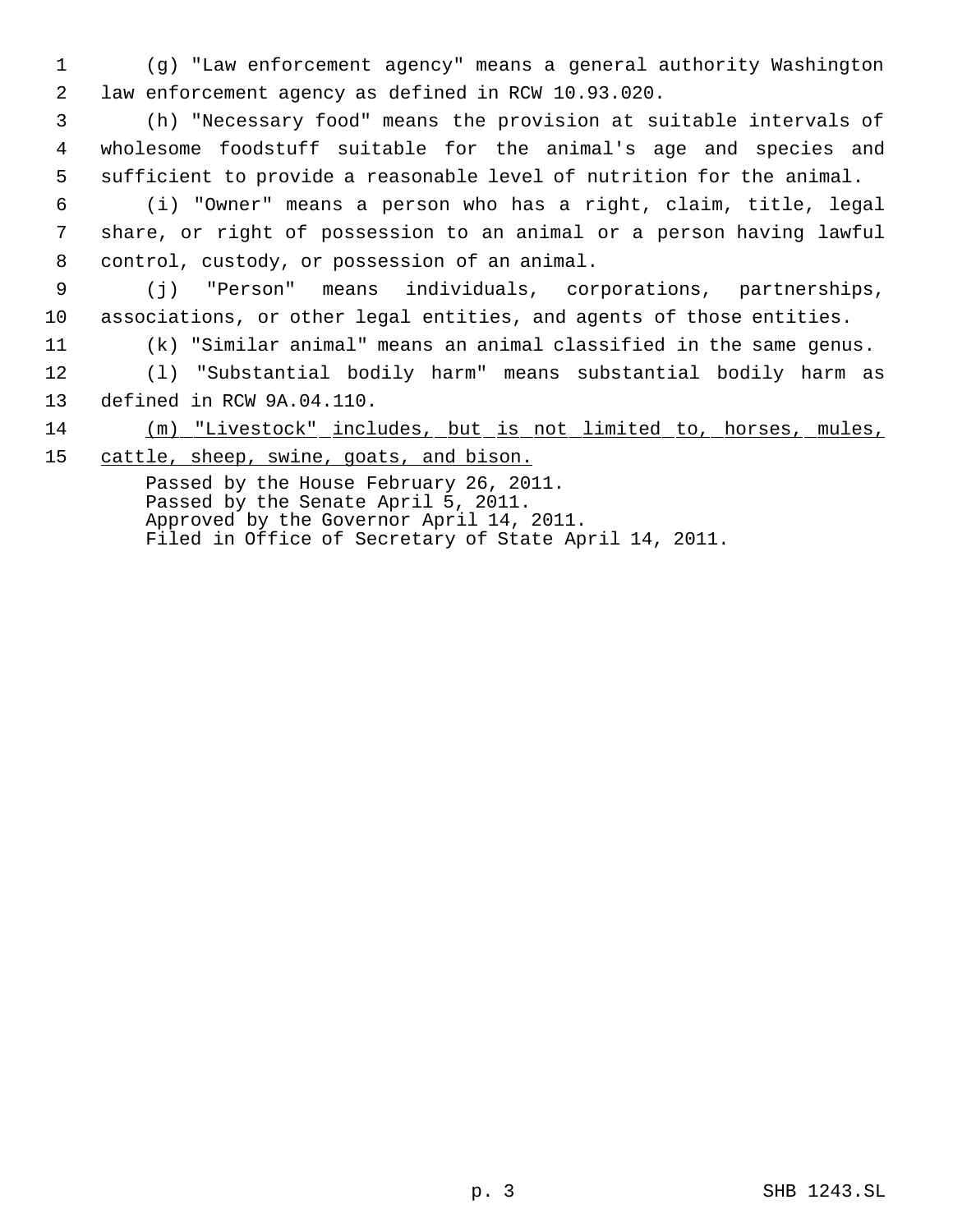(g) "Law enforcement agency" means a general authority Washington law enforcement agency as defined in RCW 10.93.020.

(h) "Necessary food" means the provision at suitable intervals of wholesome foodstuff suitable for the animal's age and species and sufficient to provide a reasonable level of nutrition for the animal.

(i) "Owner" means a person who has a right, claim, title, legal share, or right of possession to an animal or a person having lawful control, custody, or possession of an animal.

(j) "Person" means individuals, corporations, partnerships, associations, or other legal entities, and agents of those entities.

(k) "Similar animal" means an animal classified in the same genus.

(l) "Substantial bodily harm" means substantial bodily harm as defined in RCW 9A.04.110.

<u>(m) "Livestock" includes, but is not limited to, horses, mules, cattle, sheep, swine, goats, and bison.</u>

Passed by the House February 26, 2011.
Passed by the Senate April 5, 2011.
Approved by the Governor April 14, 2011.
Filed in Office of Secretary of State April 14, 2011.